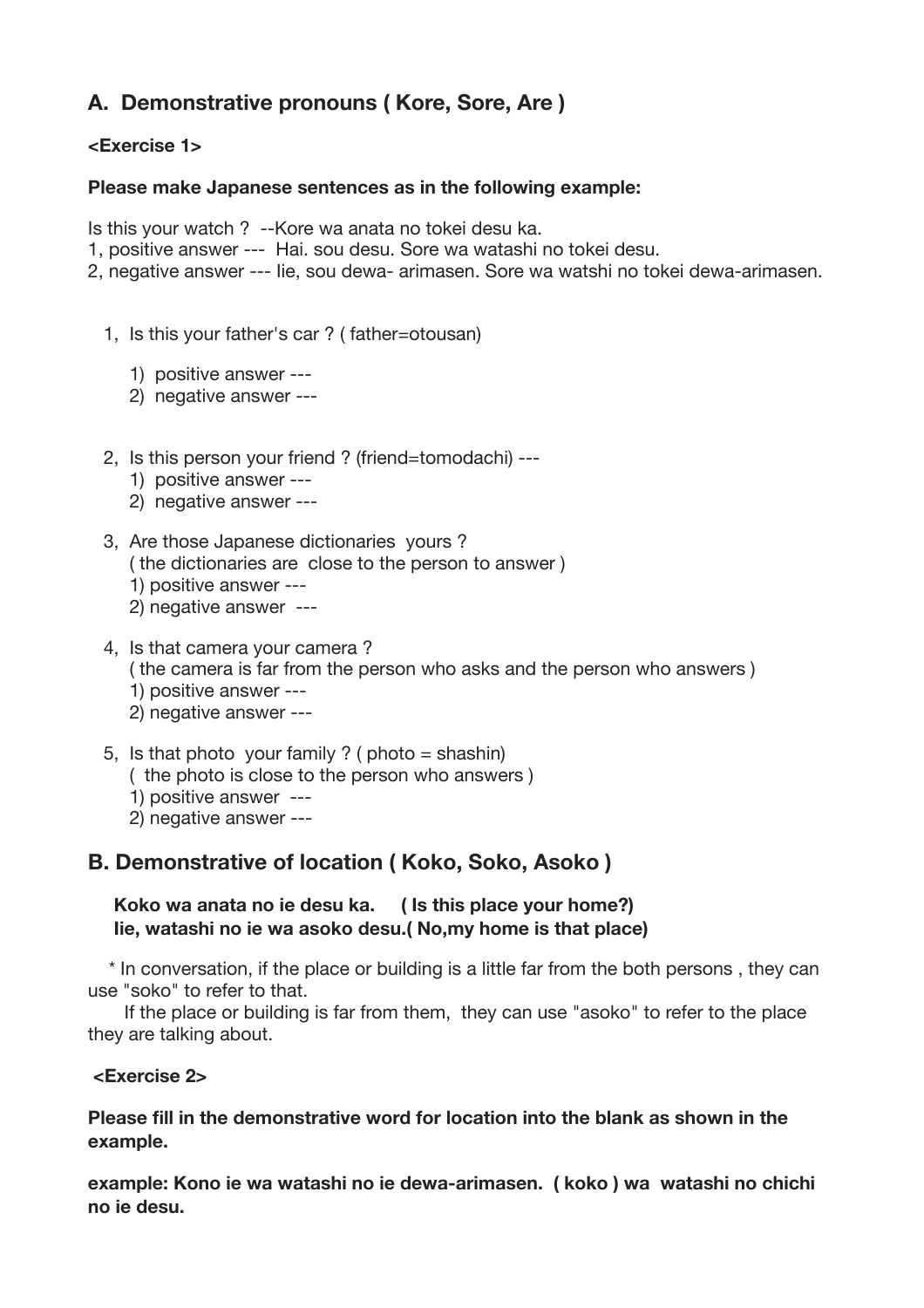## A. Demonstrative pronouns ( Kore, Sore, Are )

**<Exercise 1>**

**Please make Japanese sentences as in the following example:**

Is this your watch ?  --Kore wa anata no tokei desu ka.
1, positive answer ---  Hai. sou desu. Sore wa watashi no tokei desu.
2, negative answer --- Iie, sou dewa- arimasen. Sore wa watshi no tokei dewa-arimasen.

1, Is this your father's car ? ( father=otousan)

   1) positive answer ---
   2) negative answer ---

2, Is this person your friend ? (friend=tomodachi) ---
   1) positive answer ---
   2) negative answer ---

3, Are those Japanese dictionaries  yours ?
   ( the dictionaries are  close to the person to answer )
   1) positive answer ---
   2) negative answer  ---

4, Is that camera your camera ?
   ( the camera is far from the person who asks and the person who answers )
   1) positive answer ---
   2) negative answer ---

5, Is that photo  your family ? ( photo = shashin)
   (  the photo is close to the person who answers )
   1) positive answer  ---
   2) negative answer ---

## B. Demonstrative of location ( Koko, Soko, Asoko )

**Koko wa anata no ie desu ka.     ( Is this place your home?)**
**Iie, watashi no ie wa asoko desu.( No,my home is that place)**

* In conversation, if the place or building is a little far from the both persons , they can use "soko" to refer to that.
If the place or building is far from them,  they can use "asoko" to refer to the place they are talking about.

**<Exercise 2>**

**Please fill in the demonstrative word for location into the blank as shown in the example.**

**example: Kono ie wa watashi no ie dewa-arimasen.  ( koko ) wa  watashi no chichi no ie desu.**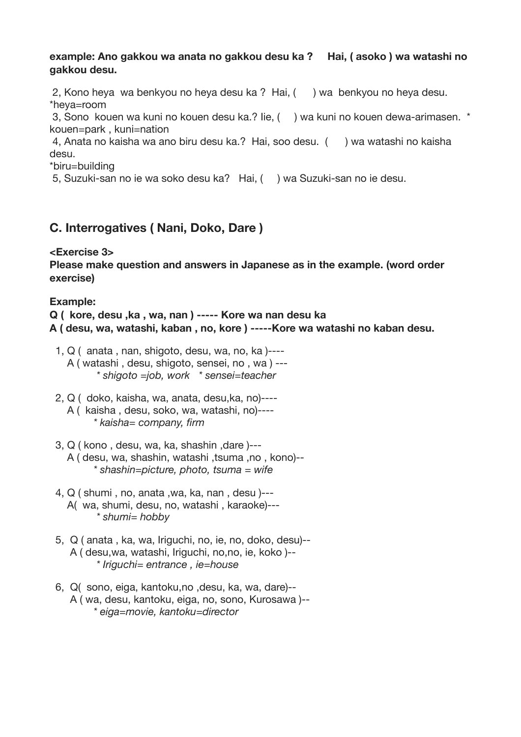**example: Ano gakkou wa anata no gakkou desu ka ?     Hai, ( asoko ) wa watashi no gakkou desu.**

2, Kono heya  wa benkyou no heya desu ka ?  Hai, (      ) wa  benkyou no heya desu. *heya=room

3, Sono  kouen wa kuni no kouen desu ka.? Iie, (     ) wa kuni no kouen dewa-arimasen.  * kouen=park , kuni=nation

4, Anata no kaisha wa ano biru desu ka.?  Hai, soo desu.  (      ) wa watashi no kaisha desu.
*biru=building

5, Suzuki-san no ie wa soko desu ka?   Hai, (     ) wa Suzuki-san no ie desu.

## C. Interrogatives ( Nani, Doko, Dare )

**<Exercise 3>**
**Please make question and answers in Japanese as in the example. (word order exercise)**

**Example:**
**Q (  kore, desu ,ka , wa, nan ) ----- Kore wa nan desu ka**
**A ( desu, wa, watashi, kaban , no, kore ) -----Kore wa watashi no kaban desu.**

1, Q (  anata , nan, shigoto, desu, wa, no, ka )----
A ( watashi , desu, shigoto, sensei, no , wa ) ---
*\* shigoto =job, work   \* sensei=teacher*

2, Q (  doko, kaisha, wa, anata, desu,ka, no)----
A (  kaisha , desu, soko, wa, watashi, no)----
*\* kaisha= company, firm*

3, Q ( kono , desu, wa, ka, shashin ,dare )---
A ( desu, wa, shashin, watashi ,tsuma ,no , kono)--
*\* shashin=picture, photo, tsuma = wife*

4, Q ( shumi , no, anata ,wa, ka, nan , desu )---
A(  wa, shumi, desu, no, watashi , karaoke)---
*\* shumi= hobby*

5,  Q ( anata , ka, wa, Iriguchi, no, ie, no, doko, desu)--
A ( desu,wa, watashi, Iriguchi, no,no, ie, koko )--
*\* Iriguchi= entrance , ie=house*

6,  Q(  sono, eiga, kantoku,no ,desu, ka, wa, dare)--
A ( wa, desu, kantoku, eiga, no, sono, Kurosawa )--
*\* eiga=movie, kantoku=director*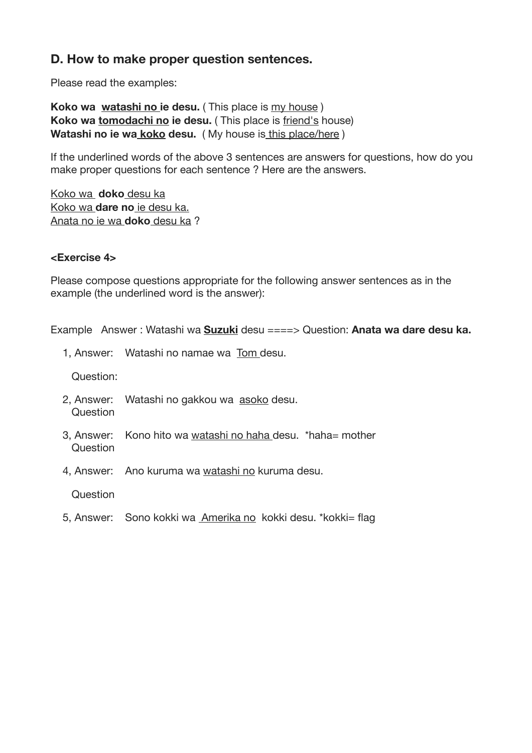### D. How to make proper question sentences.

Please read the examples:

**Koko wa <u>watashi no</u> ie desu.** ( This place is <u>my house</u> )
**Koko wa <u>tomodachi no</u> ie desu.** ( This place is <u>friend's</u> house)
**Watashi no ie wa <u>koko</u> desu.** ( My house is <u>this place/here</u> )

If the underlined words of the above 3 sentences are answers for questions, how do you make proper questions for each sentence ? Here are the answers.

<u>Koko wa **doko** desu ka</u>
<u>Koko wa **dare no** ie desu ka.</u>
<u>Anata no ie wa **doko** desu ka</u> ?

#### <Exercise 4>

Please compose questions appropriate for the following answer sentences as in the example (the underlined word is the answer):

Example Answer : Watashi wa **<u>Suzuki</u>** desu ====> Question: **Anata wa dare desu ka.**

1, Answer: Watashi no namae wa <u>Tom</u> desu.

Question:

2, Answer: Watashi no gakkou wa <u>asoko</u> desu.
Question

3, Answer: Kono hito wa <u>watashi no haha</u> desu. *haha= mother
Question

4, Answer: Ano kuruma wa <u>watashi no</u> kuruma desu.

Question

5, Answer: Sono kokki wa <u>Amerika no</u> kokki desu. *kokki= flag